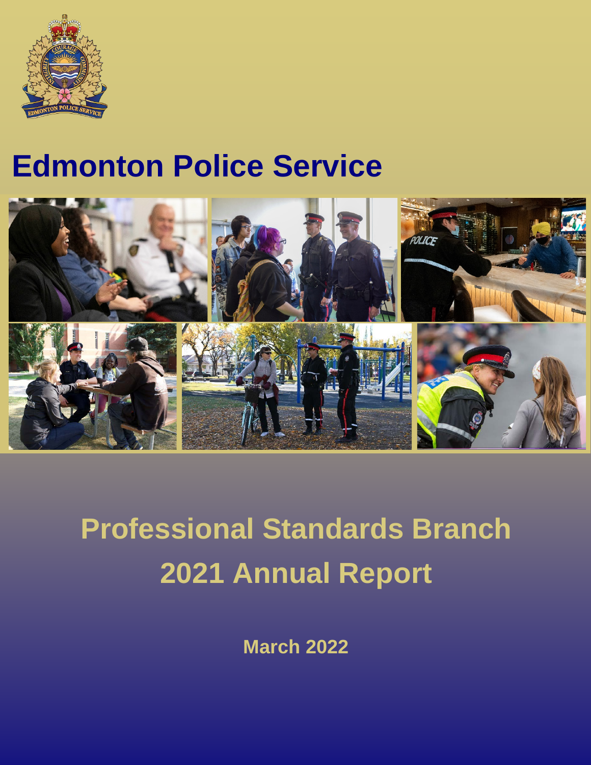# Edmonton Police Service

# Professional Standards Branch 2021 Annual Report

**March 2022**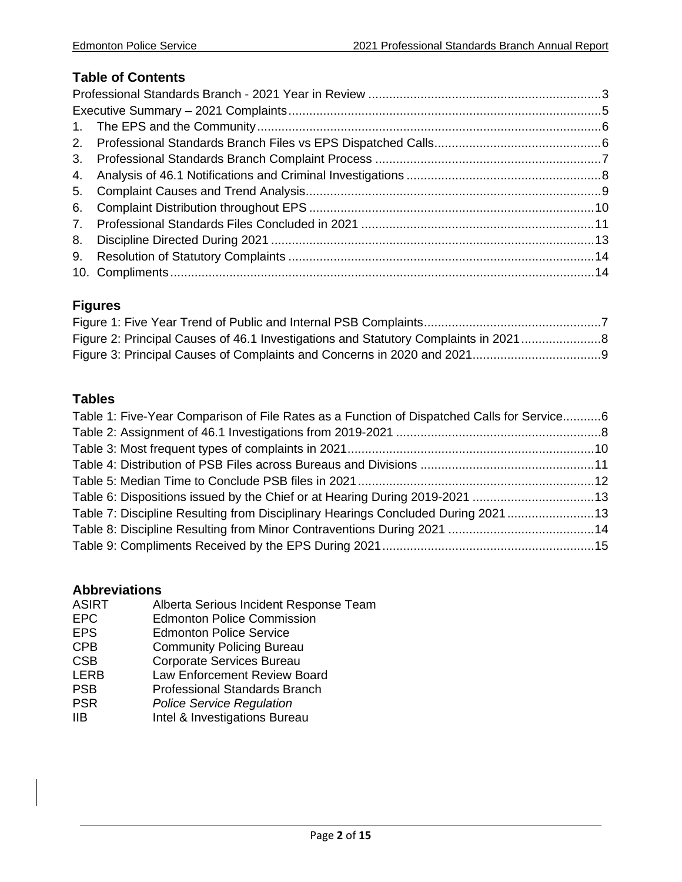## Table of Contents

Professional Standards Branch - 2021 Year in Review ....................................................................3
Executive Summary – 2021 Complaints..........................................................................................5
1. The EPS and the Community...................................................................................................6
2. Professional Standards Branch Files vs EPS Dispatched Calls................................................6
3. Professional Standards Branch Complaint Process .................................................................7
4. Analysis of 46.1 Notifications and Criminal Investigations ........................................................8
5. Complaint Causes and Trend Analysis.....................................................................................9
6. Complaint Distribution throughout EPS ..................................................................................10
7. Professional Standards Files Concluded in 2021 ...................................................................11
8. Discipline Directed During 2021 .............................................................................................13
9. Resolution of Statutory Complaints ........................................................................................14
10. Compliments..........................................................................................................................14

## Figures

Figure 1: Five Year Trend of Public and Internal PSB Complaints...................................................7
Figure 2: Principal Causes of 46.1 Investigations and Statutory Complaints in 2021.......................8
Figure 3: Principal Causes of Complaints and Concerns in 2020 and 2021.....................................9

## Tables

Table 1: Five-Year Comparison of File Rates as a Function of Dispatched Calls for Service...........6
Table 2: Assignment of 46.1 Investigations from 2019-2021 ...........................................................8
Table 3: Most frequent types of complaints in 2021.......................................................................10
Table 4: Distribution of PSB Files across Bureaus and Divisions ..................................................11
Table 5: Median Time to Conclude PSB files in 2021....................................................................12
Table 6: Dispositions issued by the Chief or at Hearing During 2019-2021 ...................................13
Table 7: Discipline Resulting from Disciplinary Hearings Concluded During 2021.........................13
Table 8: Discipline Resulting from Minor Contraventions During 2021 ..........................................14
Table 9: Compliments Received by the EPS During 2021.............................................................15

## Abbreviations

ASIRT Alberta Serious Incident Response Team
EPC Edmonton Police Commission
EPS Edmonton Police Service
CPB Community Policing Bureau
CSB Corporate Services Bureau
LERB Law Enforcement Review Board
PSB Professional Standards Branch
PSR *Police Service Regulation*
IIB Intel & Investigations Bureau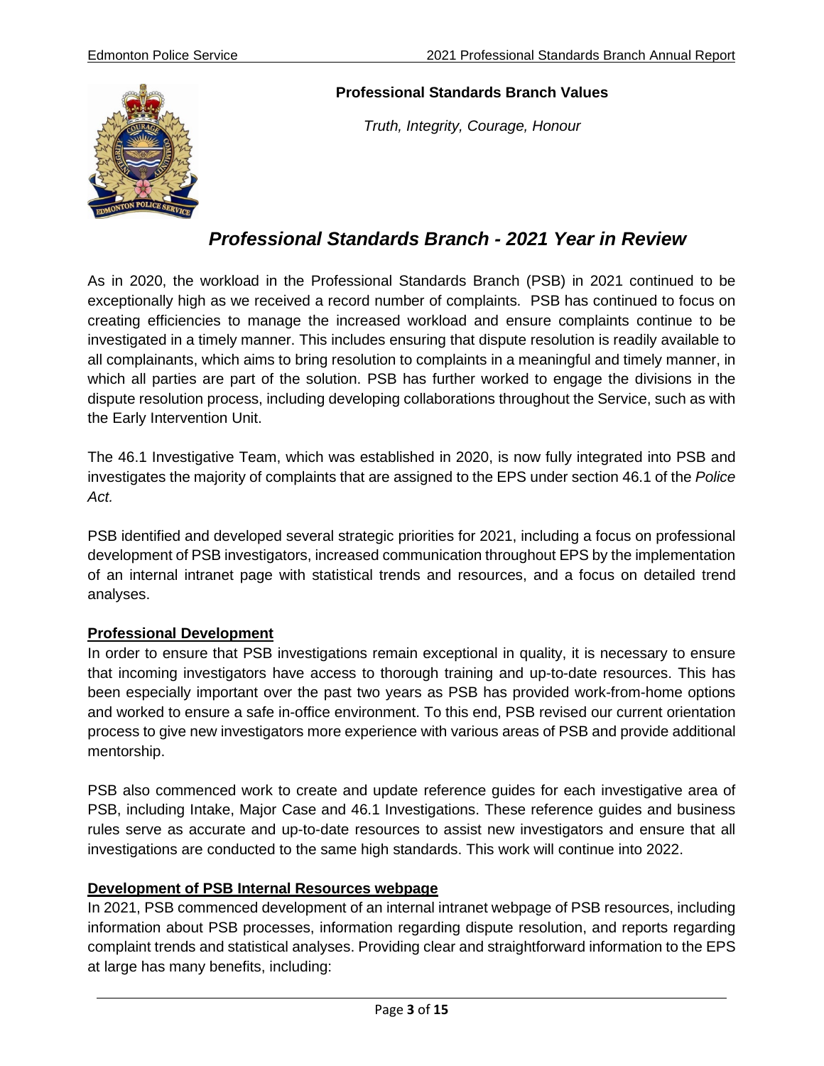**Professional Standards Branch Values**

*Truth, Integrity, Courage, Honour*

# *Professional Standards Branch - 2021 Year in Review*

As in 2020, the workload in the Professional Standards Branch (PSB) in 2021 continued to be exceptionally high as we received a record number of complaints. PSB has continued to focus on creating efficiencies to manage the increased workload and ensure complaints continue to be investigated in a timely manner. This includes ensuring that dispute resolution is readily available to all complainants, which aims to bring resolution to complaints in a meaningful and timely manner, in which all parties are part of the solution. PSB has further worked to engage the divisions in the dispute resolution process, including developing collaborations throughout the Service, such as with the Early Intervention Unit.

The 46.1 Investigative Team, which was established in 2020, is now fully integrated into PSB and investigates the majority of complaints that are assigned to the EPS under section 46.1 of the *Police Act.*

PSB identified and developed several strategic priorities for 2021, including a focus on professional development of PSB investigators, increased communication throughout EPS by the implementation of an internal intranet page with statistical trends and resources, and a focus on detailed trend analyses.

## Professional Development

In order to ensure that PSB investigations remain exceptional in quality, it is necessary to ensure that incoming investigators have access to thorough training and up-to-date resources. This has been especially important over the past two years as PSB has provided work-from-home options and worked to ensure a safe in-office environment. To this end, PSB revised our current orientation process to give new investigators more experience with various areas of PSB and provide additional mentorship.

PSB also commenced work to create and update reference guides for each investigative area of PSB, including Intake, Major Case and 46.1 Investigations. These reference guides and business rules serve as accurate and up-to-date resources to assist new investigators and ensure that all investigations are conducted to the same high standards. This work will continue into 2022.

## Development of PSB Internal Resources webpage

In 2021, PSB commenced development of an internal intranet webpage of PSB resources, including information about PSB processes, information regarding dispute resolution, and reports regarding complaint trends and statistical analyses. Providing clear and straightforward information to the EPS at large has many benefits, including: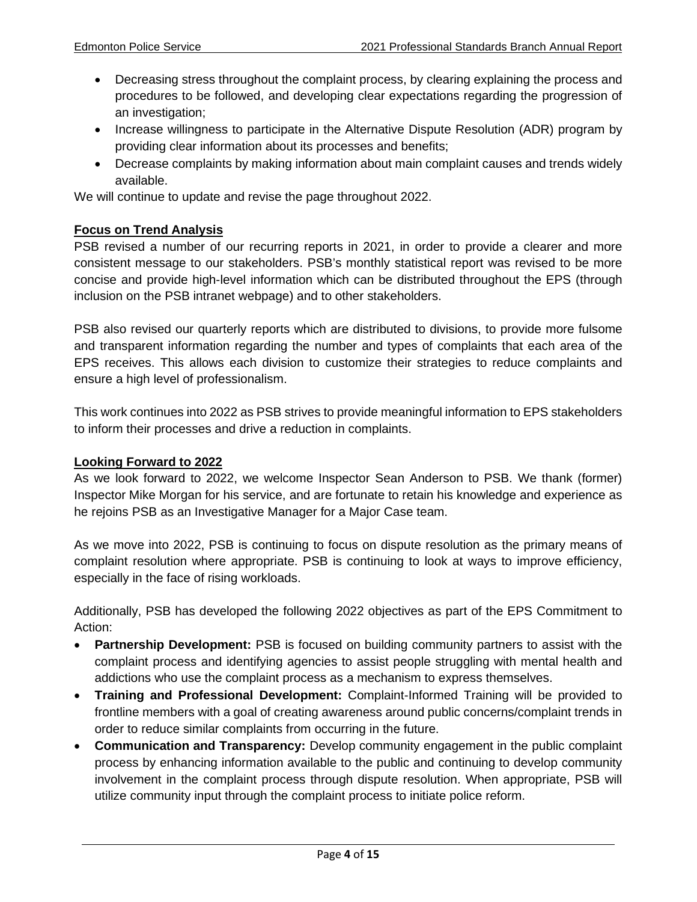- Decreasing stress throughout the complaint process, by clearing explaining the process and procedures to be followed, and developing clear expectations regarding the progression of an investigation;
- Increase willingness to participate in the Alternative Dispute Resolution (ADR) program by providing clear information about its processes and benefits;
- Decrease complaints by making information about main complaint causes and trends widely available.

We will continue to update and revise the page throughout 2022.

## Focus on Trend Analysis

PSB revised a number of our recurring reports in 2021, in order to provide a clearer and more consistent message to our stakeholders. PSB's monthly statistical report was revised to be more concise and provide high-level information which can be distributed throughout the EPS (through inclusion on the PSB intranet webpage) and to other stakeholders.

PSB also revised our quarterly reports which are distributed to divisions, to provide more fulsome and transparent information regarding the number and types of complaints that each area of the EPS receives. This allows each division to customize their strategies to reduce complaints and ensure a high level of professionalism.

This work continues into 2022 as PSB strives to provide meaningful information to EPS stakeholders to inform their processes and drive a reduction in complaints.

## Looking Forward to 2022

As we look forward to 2022, we welcome Inspector Sean Anderson to PSB. We thank (former) Inspector Mike Morgan for his service, and are fortunate to retain his knowledge and experience as he rejoins PSB as an Investigative Manager for a Major Case team.

As we move into 2022, PSB is continuing to focus on dispute resolution as the primary means of complaint resolution where appropriate. PSB is continuing to look at ways to improve efficiency, especially in the face of rising workloads.

Additionally, PSB has developed the following 2022 objectives as part of the EPS Commitment to Action:

- **Partnership Development:** PSB is focused on building community partners to assist with the complaint process and identifying agencies to assist people struggling with mental health and addictions who use the complaint process as a mechanism to express themselves.
- **Training and Professional Development:** Complaint-Informed Training will be provided to frontline members with a goal of creating awareness around public concerns/complaint trends in order to reduce similar complaints from occurring in the future.
- **Communication and Transparency:** Develop community engagement in the public complaint process by enhancing information available to the public and continuing to develop community involvement in the complaint process through dispute resolution. When appropriate, PSB will utilize community input through the complaint process to initiate police reform.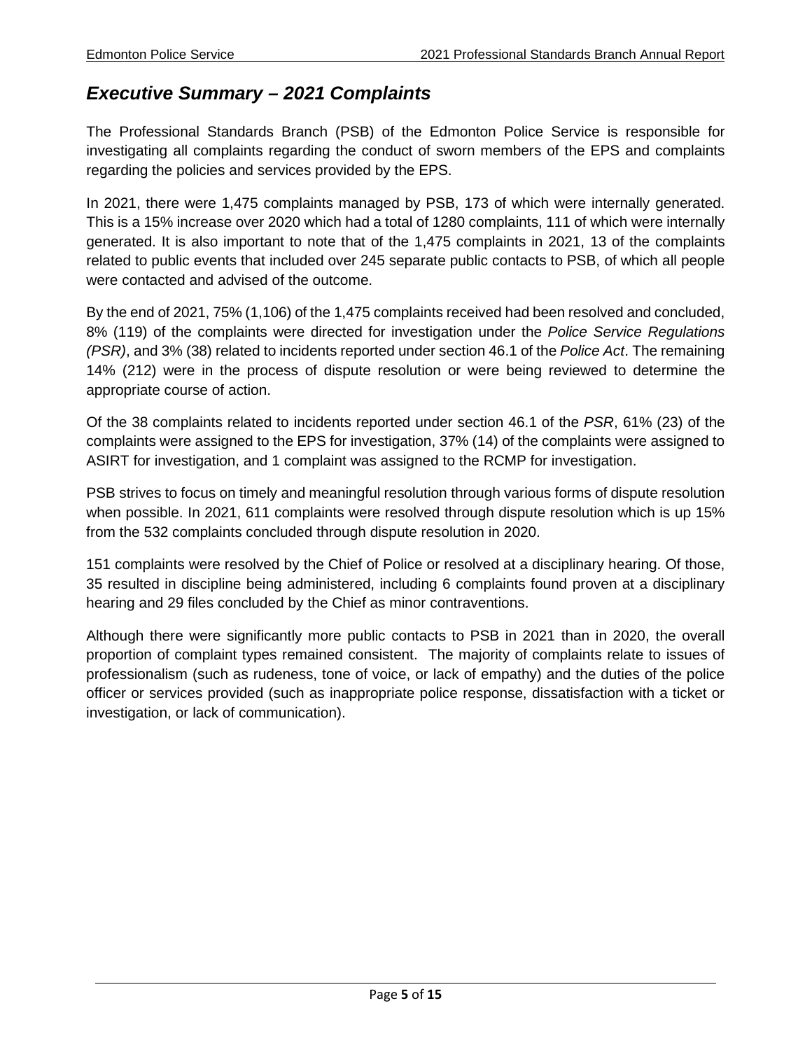# *Executive Summary – 2021 Complaints*

The Professional Standards Branch (PSB) of the Edmonton Police Service is responsible for investigating all complaints regarding the conduct of sworn members of the EPS and complaints regarding the policies and services provided by the EPS.

In 2021, there were 1,475 complaints managed by PSB, 173 of which were internally generated. This is a 15% increase over 2020 which had a total of 1280 complaints, 111 of which were internally generated. It is also important to note that of the 1,475 complaints in 2021, 13 of the complaints related to public events that included over 245 separate public contacts to PSB, of which all people were contacted and advised of the outcome.

By the end of 2021, 75% (1,106) of the 1,475 complaints received had been resolved and concluded, 8% (119) of the complaints were directed for investigation under the *Police Service Regulations (PSR)*, and 3% (38) related to incidents reported under section 46.1 of the *Police Act*. The remaining 14% (212) were in the process of dispute resolution or were being reviewed to determine the appropriate course of action.

Of the 38 complaints related to incidents reported under section 46.1 of the *PSR*, 61% (23) of the complaints were assigned to the EPS for investigation, 37% (14) of the complaints were assigned to ASIRT for investigation, and 1 complaint was assigned to the RCMP for investigation.

PSB strives to focus on timely and meaningful resolution through various forms of dispute resolution when possible. In 2021, 611 complaints were resolved through dispute resolution which is up 15% from the 532 complaints concluded through dispute resolution in 2020.

151 complaints were resolved by the Chief of Police or resolved at a disciplinary hearing. Of those, 35 resulted in discipline being administered, including 6 complaints found proven at a disciplinary hearing and 29 files concluded by the Chief as minor contraventions.

Although there were significantly more public contacts to PSB in 2021 than in 2020, the overall proportion of complaint types remained consistent. The majority of complaints relate to issues of professionalism (such as rudeness, tone of voice, or lack of empathy) and the duties of the police officer or services provided (such as inappropriate police response, dissatisfaction with a ticket or investigation, or lack of communication).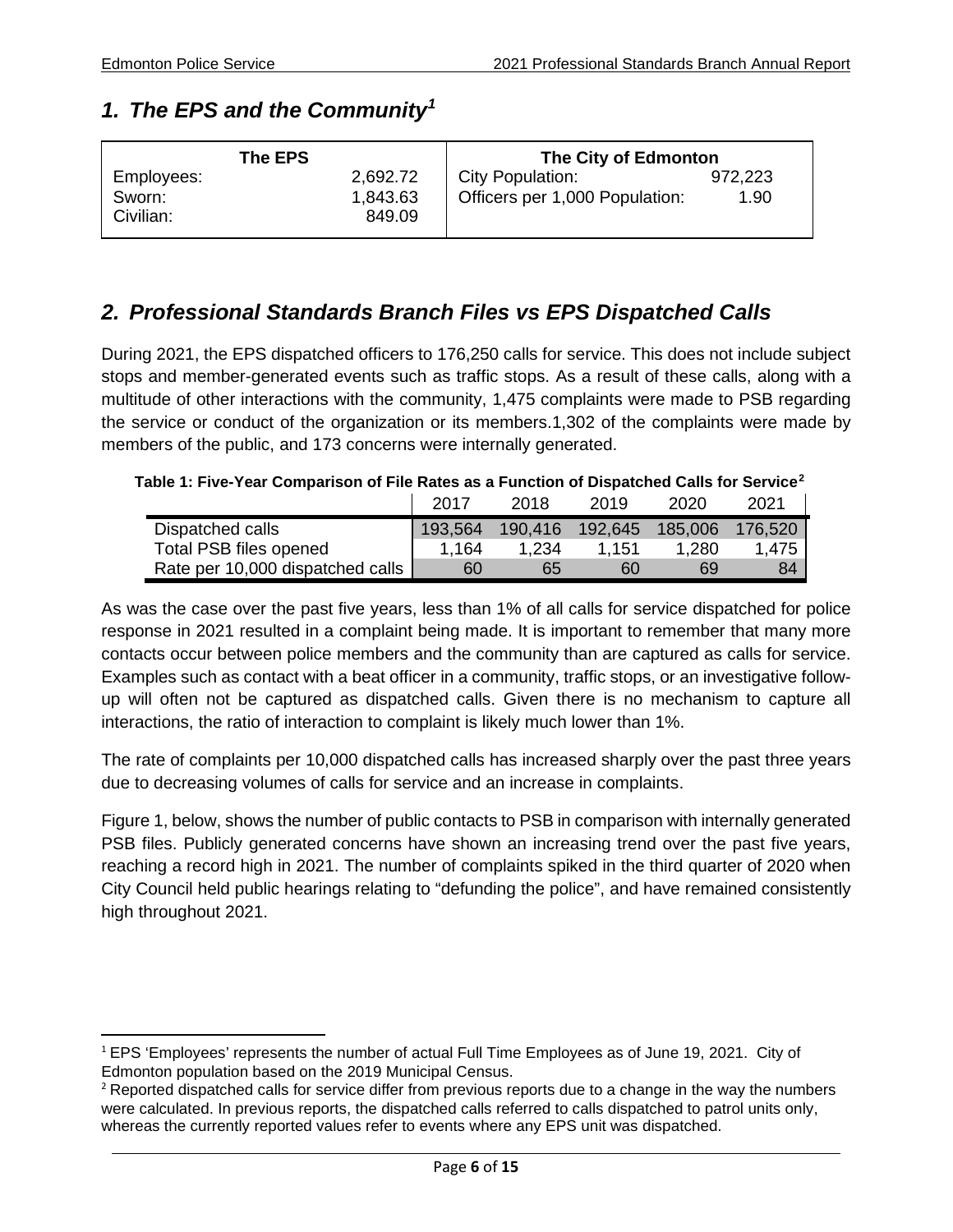## 1. The EPS and the Community[1]

| The EPS | | The City of Edmonton | |
|---|---|---|---|
| Employees: | 2,692.72 | City Population: | 972,223 |
| Sworn: | 1,843.63 | Officers per 1,000 Population: | 1.90 |
| Civilian: | 849.09 | | |

## 2. Professional Standards Branch Files vs EPS Dispatched Calls

During 2021, the EPS dispatched officers to 176,250 calls for service. This does not include subject stops and member-generated events such as traffic stops. As a result of these calls, along with a multitude of other interactions with the community, 1,475 complaints were made to PSB regarding the service or conduct of the organization or its members.1,302 of the complaints were made by members of the public, and 173 concerns were internally generated.

**Table 1: Five-Year Comparison of File Rates as a Function of Dispatched Calls for Service[2]**

| | 2017 | 2018 | 2019 | 2020 | 2021 |
|---|---|---|---|---|---|
| Dispatched calls | 193,564 | 190,416 | 192,645 | 185,006 | 176,520 |
| Total PSB files opened | 1,164 | 1,234 | 1,151 | 1,280 | 1,475 |
| Rate per 10,000 dispatched calls | 60 | 65 | 60 | 69 | 84 |

As was the case over the past five years, less than 1% of all calls for service dispatched for police response in 2021 resulted in a complaint being made. It is important to remember that many more contacts occur between police members and the community than are captured as calls for service. Examples such as contact with a beat officer in a community, traffic stops, or an investigative follow-up will often not be captured as dispatched calls. Given there is no mechanism to capture all interactions, the ratio of interaction to complaint is likely much lower than 1%.

The rate of complaints per 10,000 dispatched calls has increased sharply over the past three years due to decreasing volumes of calls for service and an increase in complaints.

Figure 1, below, shows the number of public contacts to PSB in comparison with internally generated PSB files. Publicly generated concerns have shown an increasing trend over the past five years, reaching a record high in 2021. The number of complaints spiked in the third quarter of 2020 when City Council held public hearings relating to "defunding the police", and have remained consistently high throughout 2021.

[1] EPS 'Employees' represents the number of actual Full Time Employees as of June 19, 2021. City of Edmonton population based on the 2019 Municipal Census.

[2] Reported dispatched calls for service differ from previous reports due to a change in the way the numbers were calculated. In previous reports, the dispatched calls referred to calls dispatched to patrol units only, whereas the currently reported values refer to events where any EPS unit was dispatched.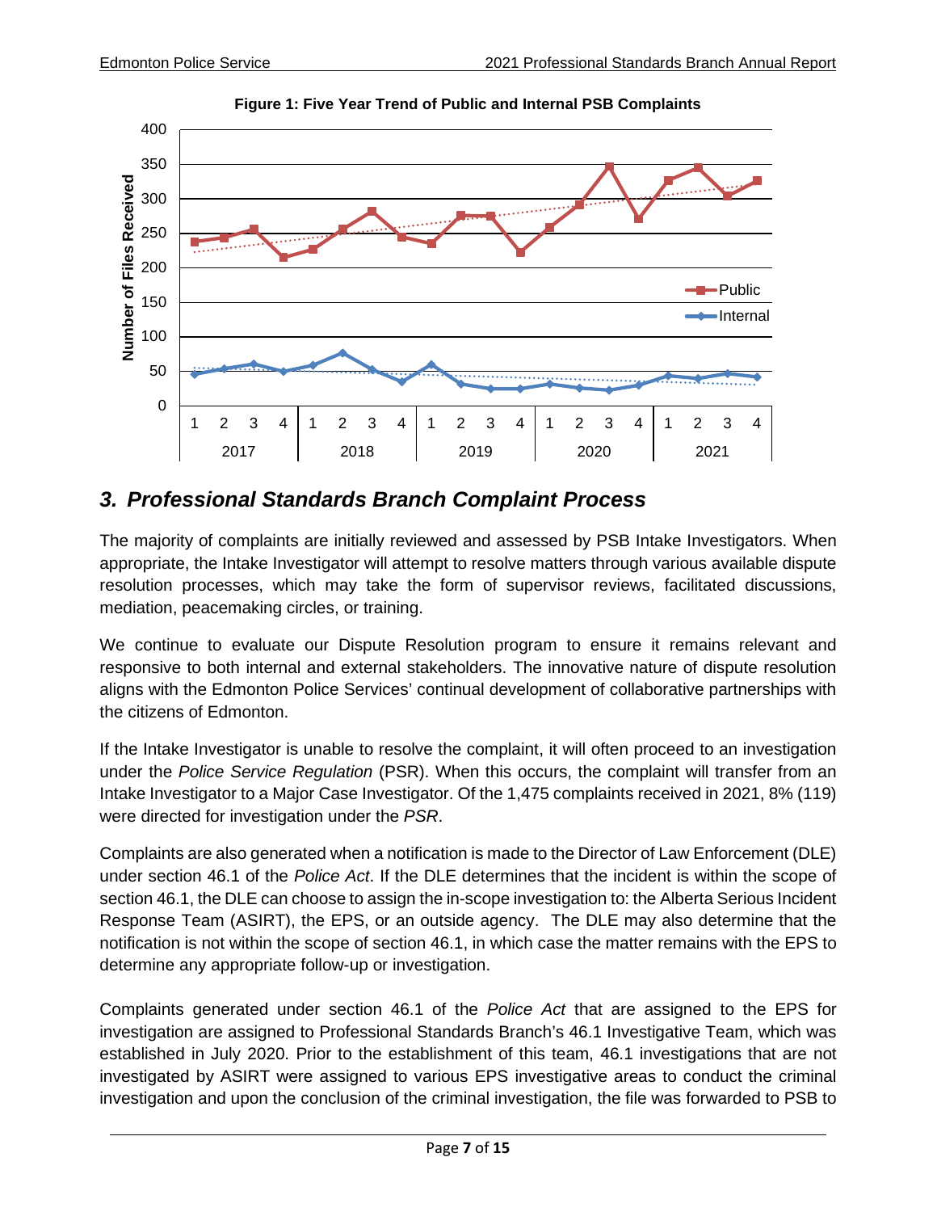**Figure 1: Five Year Trend of Public and Internal PSB Complaints**

## 3. Professional Standards Branch Complaint Process

The majority of complaints are initially reviewed and assessed by PSB Intake Investigators. When appropriate, the Intake Investigator will attempt to resolve matters through various available dispute resolution processes, which may take the form of supervisor reviews, facilitated discussions, mediation, peacemaking circles, or training.

We continue to evaluate our Dispute Resolution program to ensure it remains relevant and responsive to both internal and external stakeholders. The innovative nature of dispute resolution aligns with the Edmonton Police Services' continual development of collaborative partnerships with the citizens of Edmonton.

If the Intake Investigator is unable to resolve the complaint, it will often proceed to an investigation under the *Police Service Regulation* (PSR). When this occurs, the complaint will transfer from an Intake Investigator to a Major Case Investigator. Of the 1,475 complaints received in 2021, 8% (119) were directed for investigation under the *PSR*.

Complaints are also generated when a notification is made to the Director of Law Enforcement (DLE) under section 46.1 of the *Police Act*. If the DLE determines that the incident is within the scope of section 46.1, the DLE can choose to assign the in-scope investigation to: the Alberta Serious Incident Response Team (ASIRT), the EPS, or an outside agency. The DLE may also determine that the notification is not within the scope of section 46.1, in which case the matter remains with the EPS to determine any appropriate follow-up or investigation.

Complaints generated under section 46.1 of the *Police Act* that are assigned to the EPS for investigation are assigned to Professional Standards Branch's 46.1 Investigative Team, which was established in July 2020. Prior to the establishment of this team, 46.1 investigations that are not investigated by ASIRT were assigned to various EPS investigative areas to conduct the criminal investigation and upon the conclusion of the criminal investigation, the file was forwarded to PSB to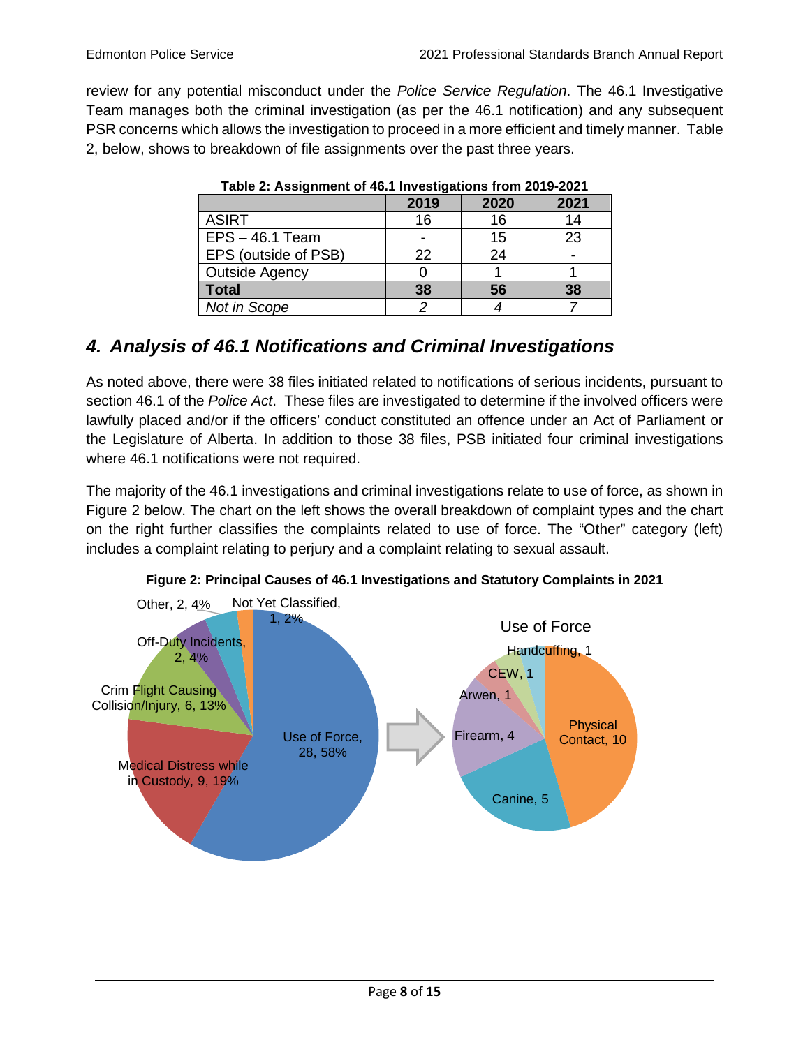review for any potential misconduct under the *Police Service Regulation*. The 46.1 Investigative Team manages both the criminal investigation (as per the 46.1 notification) and any subsequent PSR concerns which allows the investigation to proceed in a more efficient and timely manner. Table 2, below, shows to breakdown of file assignments over the past three years.

**Table 2: Assignment of 46.1 Investigations from 2019-2021**

| | 2019 | 2020 | 2021 |
|---|---|---|---|
| ASIRT | 16 | 16 | 14 |
| EPS – 46.1 Team | - | 15 | 23 |
| EPS (outside of PSB) | 22 | 24 | - |
| Outside Agency | 0 | 1 | 1 |
| **Total** | **38** | **56** | **38** |
| *Not in Scope* | *2* | *4* | *7* |

## 4. Analysis of 46.1 Notifications and Criminal Investigations

As noted above, there were 38 files initiated related to notifications of serious incidents, pursuant to section 46.1 of the *Police Act*. These files are investigated to determine if the involved officers were lawfully placed and/or if the officers' conduct constituted an offence under an Act of Parliament or the Legislature of Alberta. In addition to those 38 files, PSB initiated four criminal investigations where 46.1 notifications were not required.

The majority of the 46.1 investigations and criminal investigations relate to use of force, as shown in Figure 2 below. The chart on the left shows the overall breakdown of complaint types and the chart on the right further classifies the complaints related to use of force. The "Other" category (left) includes a complaint relating to perjury and a complaint relating to sexual assault.

**Figure 2: Principal Causes of 46.1 Investigations and Statutory Complaints in 2021**

| Cause | Count | % |
|---|---|---|
| Use of Force | 28 | 58% |
| Medical Distress while in Custody | 9 | 19% |
| Crim Flight Causing Collision/Injury | 6 | 13% |
| Off-Duty Incidents | 2 | 4% |
| Other | 2 | 4% |
| Not Yet Classified | 1 | 2% |

Use of Force

| Type | Count |
|---|---|
| Physical Contact | 10 |
| Canine | 5 |
| Firearm | 4 |
| Arwen | 1 |
| CEW | 1 |
| Handcuffing | 1 |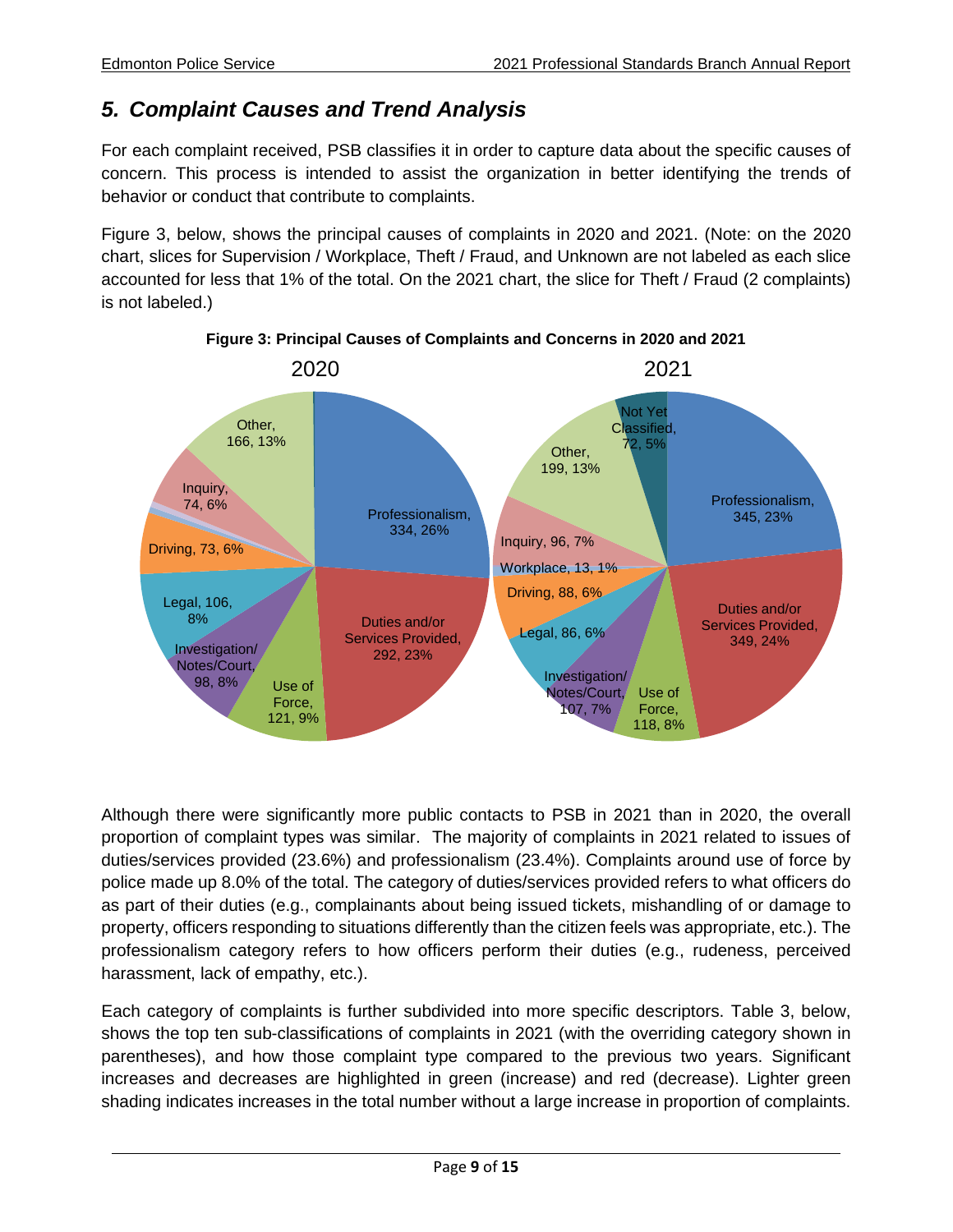## *5. Complaint Causes and Trend Analysis*

For each complaint received, PSB classifies it in order to capture data about the specific causes of concern. This process is intended to assist the organization in better identifying the trends of behavior or conduct that contribute to complaints.

Figure 3, below, shows the principal causes of complaints in 2020 and 2021. (Note: on the 2020 chart, slices for Supervision / Workplace, Theft / Fraud, and Unknown are not labeled as each slice accounted for less that 1% of the total. On the 2021 chart, the slice for Theft / Fraud (2 complaints) is not labeled.)

**Figure 3: Principal Causes of Complaints and Concerns in 2020 and 2021**

2020

- Professionalism, 334, 26%
- Duties and/or Services Provided, 292, 23%
- Use of Force, 121, 9%
- Investigation/ Notes/Court, 98, 8%
- Legal, 106, 8%
- Driving, 73, 6%
- Inquiry, 74, 6%
- Other, 166, 13%

2021

- Professionalism, 345, 23%
- Duties and/or Services Provided, 349, 24%
- Use of Force, 118, 8%
- Investigation/ Notes/Court, 107, 7%
- Legal, 86, 6%
- Driving, 88, 6%
- Workplace, 13, 1%
- Inquiry, 96, 7%
- Other, 199, 13%
- Not Yet Classified, 72, 5%

Although there were significantly more public contacts to PSB in 2021 than in 2020, the overall proportion of complaint types was similar. The majority of complaints in 2021 related to issues of duties/services provided (23.6%) and professionalism (23.4%). Complaints around use of force by police made up 8.0% of the total. The category of duties/services provided refers to what officers do as part of their duties (e.g., complainants about being issued tickets, mishandling of or damage to property, officers responding to situations differently than the citizen feels was appropriate, etc.). The professionalism category refers to how officers perform their duties (e.g., rudeness, perceived harassment, lack of empathy, etc.).

Each category of complaints is further subdivided into more specific descriptors. Table 3, below, shows the top ten sub-classifications of complaints in 2021 (with the overriding category shown in parentheses), and how those complaint type compared to the previous two years. Significant increases and decreases are highlighted in green (increase) and red (decrease). Lighter green shading indicates increases in the total number without a large increase in proportion of complaints.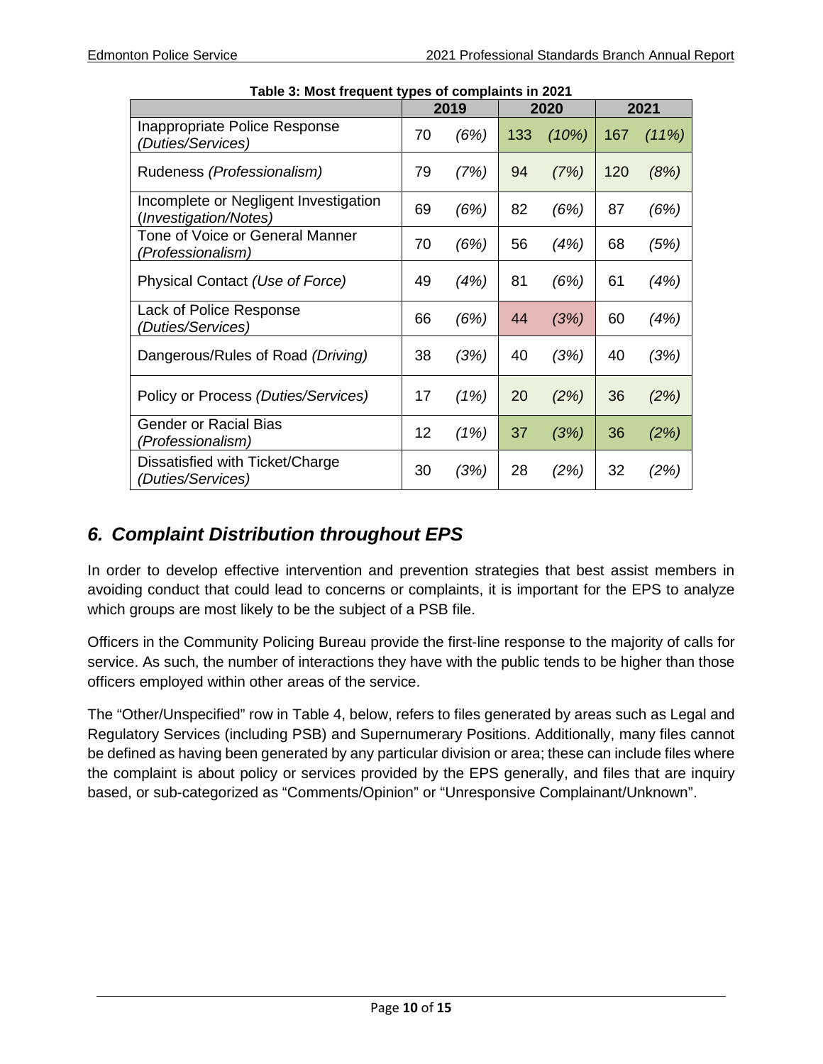**Table 3: Most frequent types of complaints in 2021**

| | 2019 | | 2020 | | 2021 | |
|---|---|---|---|---|---|---|
| Inappropriate Police Response *(Duties/Services)* | 70 | *(6%)* | 133 | *(10%)* | 167 | *(11%)* |
| Rudeness *(Professionalism)* | 79 | *(7%)* | 94 | *(7%)* | 120 | *(8%)* |
| Incomplete or Negligent Investigation (*Investigation/Notes)* | 69 | *(6%)* | 82 | *(6%)* | 87 | *(6%)* |
| Tone of Voice or General Manner *(Professionalism)* | 70 | *(6%)* | 56 | *(4%)* | 68 | *(5%)* |
| Physical Contact *(Use of Force)* | 49 | *(4%)* | 81 | *(6%)* | 61 | *(4%)* |
| Lack of Police Response *(Duties/Services)* | 66 | *(6%)* | 44 | *(3%)* | 60 | *(4%)* |
| Dangerous/Rules of Road *(Driving)* | 38 | *(3%)* | 40 | *(3%)* | 40 | *(3%)* |
| Policy or Process *(Duties/Services)* | 17 | *(1%)* | 20 | *(2%)* | 36 | *(2%)* |
| Gender or Racial Bias *(Professionalism)* | 12 | *(1%)* | 37 | *(3%)* | 36 | *(2%)* |
| Dissatisfied with Ticket/Charge *(Duties/Services)* | 30 | *(3%)* | 28 | *(2%)* | 32 | *(2%)* |

## *6. Complaint Distribution throughout EPS*

In order to develop effective intervention and prevention strategies that best assist members in avoiding conduct that could lead to concerns or complaints, it is important for the EPS to analyze which groups are most likely to be the subject of a PSB file.

Officers in the Community Policing Bureau provide the first-line response to the majority of calls for service. As such, the number of interactions they have with the public tends to be higher than those officers employed within other areas of the service.

The "Other/Unspecified" row in Table 4, below, refers to files generated by areas such as Legal and Regulatory Services (including PSB) and Supernumerary Positions. Additionally, many files cannot be defined as having been generated by any particular division or area; these can include files where the complaint is about policy or services provided by the EPS generally, and files that are inquiry based, or sub-categorized as "Comments/Opinion" or "Unresponsive Complainant/Unknown".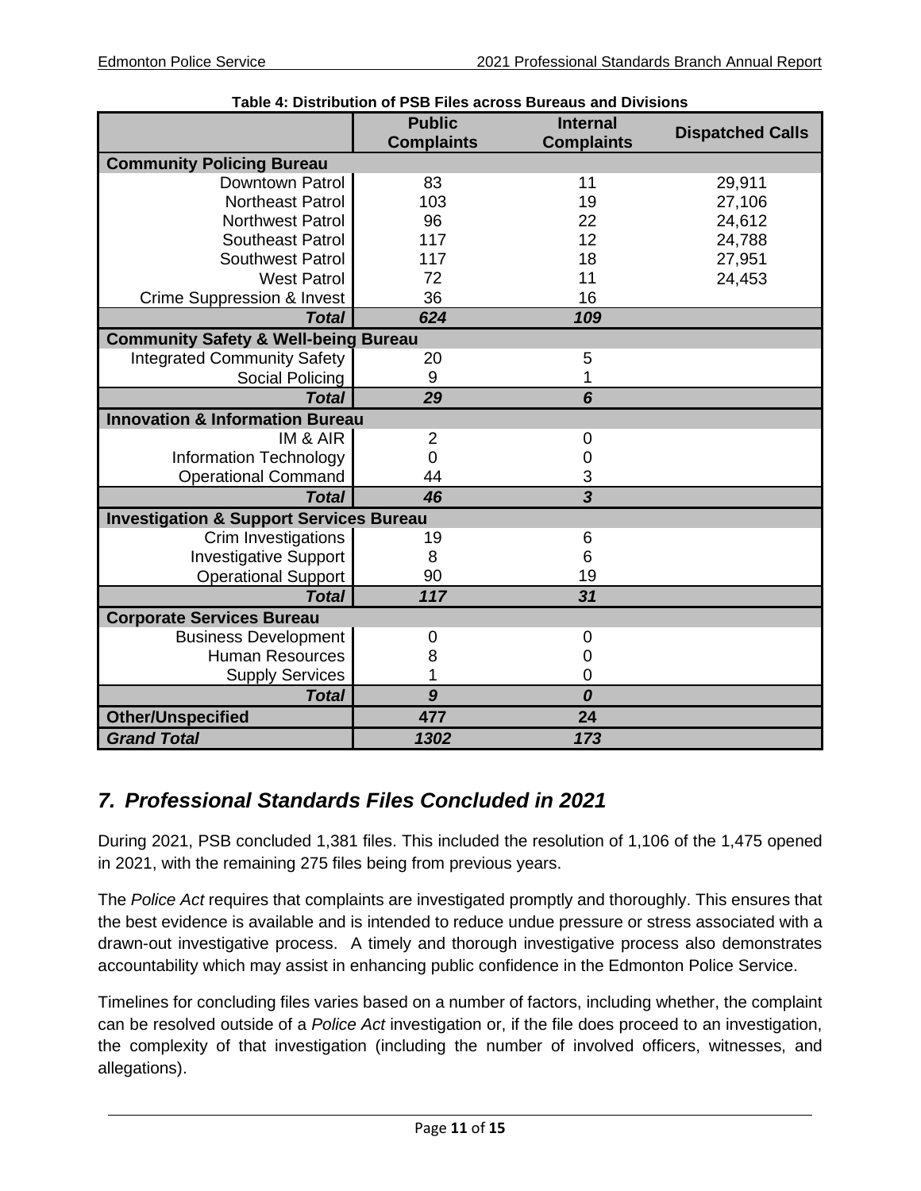**Table 4: Distribution of PSB Files across Bureaus and Divisions**

| | Public Complaints | Internal Complaints | Dispatched Calls |
|---|---|---|---|
| **Community Policing Bureau** | | | |
| Downtown Patrol | 83 | 11 | 29,911 |
| Northeast Patrol | 103 | 19 | 27,106 |
| Northwest Patrol | 96 | 22 | 24,612 |
| Southeast Patrol | 117 | 12 | 24,788 |
| Southwest Patrol | 117 | 18 | 27,951 |
| West Patrol | 72 | 11 | 24,453 |
| Crime Suppression & Invest | 36 | 16 | |
| ***Total*** | ***624*** | ***109*** | |
| **Community Safety & Well-being Bureau** | | | |
| Integrated Community Safety | 20 | 5 | |
| Social Policing | 9 | 1 | |
| ***Total*** | ***29*** | ***6*** | |
| **Innovation & Information Bureau** | | | |
| IM & AIR | 2 | 0 | |
| Information Technology | 0 | 0 | |
| Operational Command | 44 | 3 | |
| ***Total*** | ***46*** | ***3*** | |
| **Investigation & Support Services Bureau** | | | |
| Crim Investigations | 19 | 6 | |
| Investigative Support | 8 | 6 | |
| Operational Support | 90 | 19 | |
| ***Total*** | ***117*** | ***31*** | |
| **Corporate Services Bureau** | | | |
| Business Development | 0 | 0 | |
| Human Resources | 8 | 0 | |
| Supply Services | 1 | 0 | |
| ***Total*** | ***9*** | ***0*** | |
| **Other/Unspecified** | **477** | **24** | |
| ***Grand Total*** | ***1302*** | ***173*** | |

## *7. Professional Standards Files Concluded in 2021*

During 2021, PSB concluded 1,381 files. This included the resolution of 1,106 of the 1,475 opened in 2021, with the remaining 275 files being from previous years.

The *Police Act* requires that complaints are investigated promptly and thoroughly. This ensures that the best evidence is available and is intended to reduce undue pressure or stress associated with a drawn-out investigative process. A timely and thorough investigative process also demonstrates accountability which may assist in enhancing public confidence in the Edmonton Police Service.

Timelines for concluding files varies based on a number of factors, including whether, the complaint can be resolved outside of a *Police Act* investigation or, if the file does proceed to an investigation, the complexity of that investigation (including the number of involved officers, witnesses, and allegations).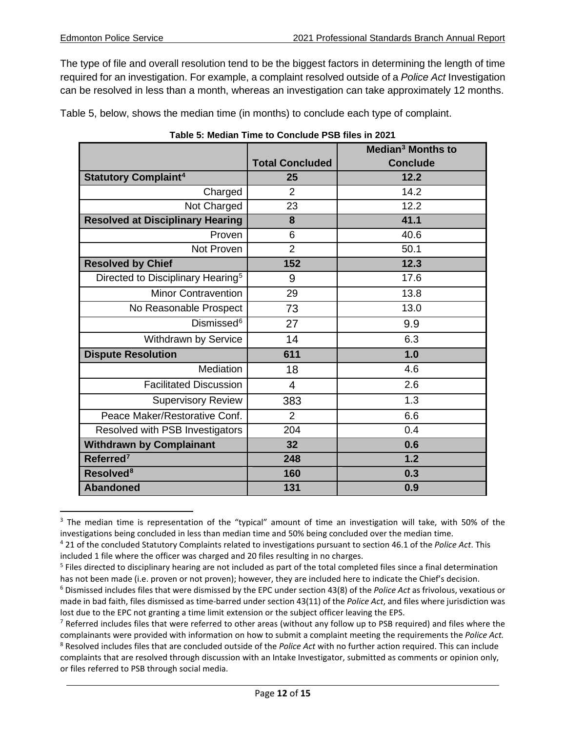The type of file and overall resolution tend to be the biggest factors in determining the length of time required for an investigation. For example, a complaint resolved outside of a *Police Act* Investigation can be resolved in less than a month, whereas an investigation can take approximately 12 months.

Table 5, below, shows the median time (in months) to conclude each type of complaint.

**Table 5: Median Time to Conclude PSB files in 2021**

| | Total Concluded | Median[3] Months to Conclude |
|---|---|---|
| **Statutory Complaint[4]** | **25** | **12.2** |
| Charged | 2 | 14.2 |
| Not Charged | 23 | 12.2 |
| **Resolved at Disciplinary Hearing** | **8** | **41.1** |
| Proven | 6 | 40.6 |
| Not Proven | 2 | 50.1 |
| **Resolved by Chief** | **152** | **12.3** |
| Directed to Disciplinary Hearing[5] | 9 | 17.6 |
| Minor Contravention | 29 | 13.8 |
| No Reasonable Prospect | 73 | 13.0 |
| Dismissed[6] | 27 | 9.9 |
| Withdrawn by Service | 14 | 6.3 |
| **Dispute Resolution** | **611** | **1.0** |
| Mediation | 18 | 4.6 |
| Facilitated Discussion | 4 | 2.6 |
| Supervisory Review | 383 | 1.3 |
| Peace Maker/Restorative Conf. | 2 | 6.6 |
| Resolved with PSB Investigators | 204 | 0.4 |
| **Withdrawn by Complainant** | **32** | **0.6** |
| **Referred[7]** | **248** | **1.2** |
| **Resolved[8]** | **160** | **0.3** |
| **Abandoned** | **131** | **0.9** |

[3] The median time is representation of the "typical" amount of time an investigation will take, with 50% of the investigations being concluded in less than median time and 50% being concluded over the median time.

[4] 21 of the concluded Statutory Complaints related to investigations pursuant to section 46.1 of the *Police Act*. This included 1 file where the officer was charged and 20 files resulting in no charges.

[5] Files directed to disciplinary hearing are not included as part of the total completed files since a final determination has not been made (i.e. proven or not proven); however, they are included here to indicate the Chief's decision.

[6] Dismissed includes files that were dismissed by the EPC under section 43(8) of the *Police Act* as frivolous, vexatious or made in bad faith, files dismissed as time-barred under section 43(11) of the *Police Act*, and files where jurisdiction was lost due to the EPC not granting a time limit extension or the subject officer leaving the EPS.

[7] Referred includes files that were referred to other areas (without any follow up to PSB required) and files where the complainants were provided with information on how to submit a complaint meeting the requirements the *Police Act.*

[8] Resolved includes files that are concluded outside of the *Police Act* with no further action required. This can include complaints that are resolved through discussion with an Intake Investigator, submitted as comments or opinion only, or files referred to PSB through social media.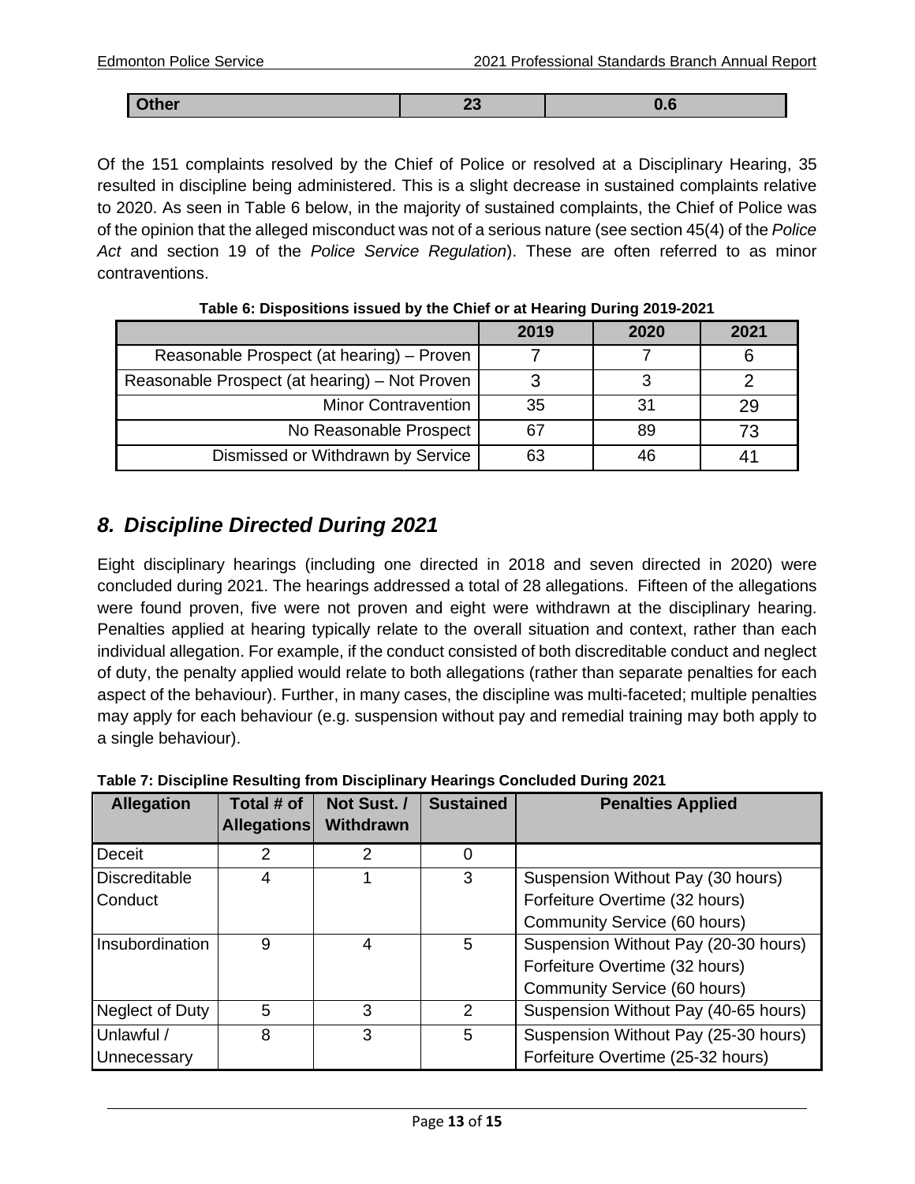| Other | 23 | 0.6 |
|---|---|---|

Of the 151 complaints resolved by the Chief of Police or resolved at a Disciplinary Hearing, 35 resulted in discipline being administered. This is a slight decrease in sustained complaints relative to 2020. As seen in Table 6 below, in the majority of sustained complaints, the Chief of Police was of the opinion that the alleged misconduct was not of a serious nature (see section 45(4) of the *Police Act* and section 19 of the *Police Service Regulation*). These are often referred to as minor contraventions.

**Table 6: Dispositions issued by the Chief or at Hearing During 2019-2021**

| | 2019 | 2020 | 2021 |
|---|---|---|---|
| Reasonable Prospect (at hearing) – Proven | 7 | 7 | 6 |
| Reasonable Prospect (at hearing) – Not Proven | 3 | 3 | 2 |
| Minor Contravention | 35 | 31 | 29 |
| No Reasonable Prospect | 67 | 89 | 73 |
| Dismissed or Withdrawn by Service | 63 | 46 | 41 |

## 8. Discipline Directed During 2021

Eight disciplinary hearings (including one directed in 2018 and seven directed in 2020) were concluded during 2021. The hearings addressed a total of 28 allegations. Fifteen of the allegations were found proven, five were not proven and eight were withdrawn at the disciplinary hearing. Penalties applied at hearing typically relate to the overall situation and context, rather than each individual allegation. For example, if the conduct consisted of both discreditable conduct and neglect of duty, the penalty applied would relate to both allegations (rather than separate penalties for each aspect of the behaviour). Further, in many cases, the discipline was multi-faceted; multiple penalties may apply for each behaviour (e.g. suspension without pay and remedial training may both apply to a single behaviour).

**Table 7: Discipline Resulting from Disciplinary Hearings Concluded During 2021**

| Allegation | Total # of Allegations | Not Sust. / Withdrawn | Sustained | Penalties Applied |
|---|---|---|---|---|
| Deceit | 2 | 2 | 0 | |
| Discreditable Conduct | 4 | 1 | 3 | Suspension Without Pay (30 hours)<br>Forfeiture Overtime (32 hours)<br>Community Service (60 hours) |
| Insubordination | 9 | 4 | 5 | Suspension Without Pay (20-30 hours)<br>Forfeiture Overtime (32 hours)<br>Community Service (60 hours) |
| Neglect of Duty | 5 | 3 | 2 | Suspension Without Pay (40-65 hours) |
| Unlawful / Unnecessary | 8 | 3 | 5 | Suspension Without Pay (25-30 hours)<br>Forfeiture Overtime (25-32 hours) |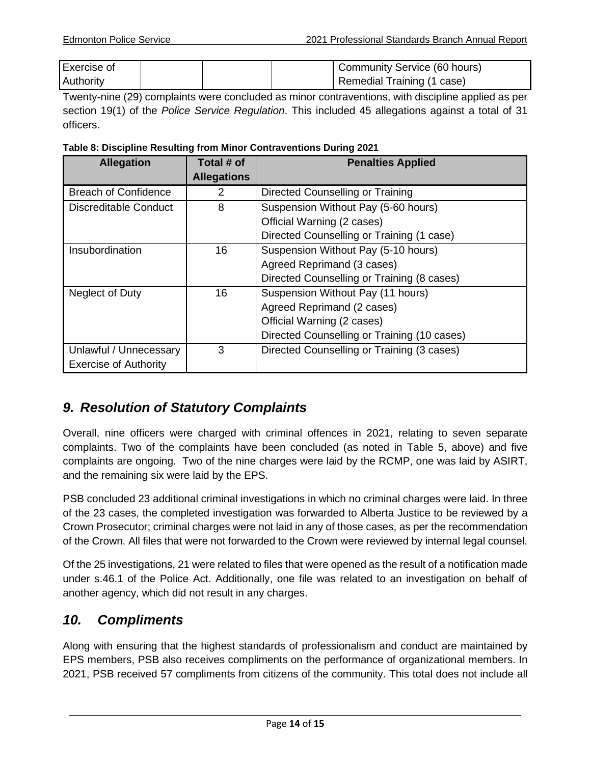| Exercise of Authority | | | | Community Service (60 hours)<br>Remedial Training (1 case) |
|---|---|---|---|---|

Twenty-nine (29) complaints were concluded as minor contraventions, with discipline applied as per section 19(1) of the *Police Service Regulation*. This included 45 allegations against a total of 31 officers.

**Table 8: Discipline Resulting from Minor Contraventions During 2021**

| Allegation | Total # of Allegations | Penalties Applied |
|---|---|---|
| Breach of Confidence | 2 | Directed Counselling or Training |
| Discreditable Conduct | 8 | Suspension Without Pay (5-60 hours)<br>Official Warning (2 cases)<br>Directed Counselling or Training (1 case) |
| Insubordination | 16 | Suspension Without Pay (5-10 hours)<br>Agreed Reprimand (3 cases)<br>Directed Counselling or Training (8 cases) |
| Neglect of Duty | 16 | Suspension Without Pay (11 hours)<br>Agreed Reprimand (2 cases)<br>Official Warning (2 cases)<br>Directed Counselling or Training (10 cases) |
| Unlawful / Unnecessary Exercise of Authority | 3 | Directed Counselling or Training (3 cases) |

## *9. Resolution of Statutory Complaints*

Overall, nine officers were charged with criminal offences in 2021, relating to seven separate complaints. Two of the complaints have been concluded (as noted in Table 5, above) and five complaints are ongoing. Two of the nine charges were laid by the RCMP, one was laid by ASIRT, and the remaining six were laid by the EPS.

PSB concluded 23 additional criminal investigations in which no criminal charges were laid. In three of the 23 cases, the completed investigation was forwarded to Alberta Justice to be reviewed by a Crown Prosecutor; criminal charges were not laid in any of those cases, as per the recommendation of the Crown. All files that were not forwarded to the Crown were reviewed by internal legal counsel.

Of the 25 investigations, 21 were related to files that were opened as the result of a notification made under s.46.1 of the Police Act. Additionally, one file was related to an investigation on behalf of another agency, which did not result in any charges.

## *10. Compliments*

Along with ensuring that the highest standards of professionalism and conduct are maintained by EPS members, PSB also receives compliments on the performance of organizational members. In 2021, PSB received 57 compliments from citizens of the community. This total does not include all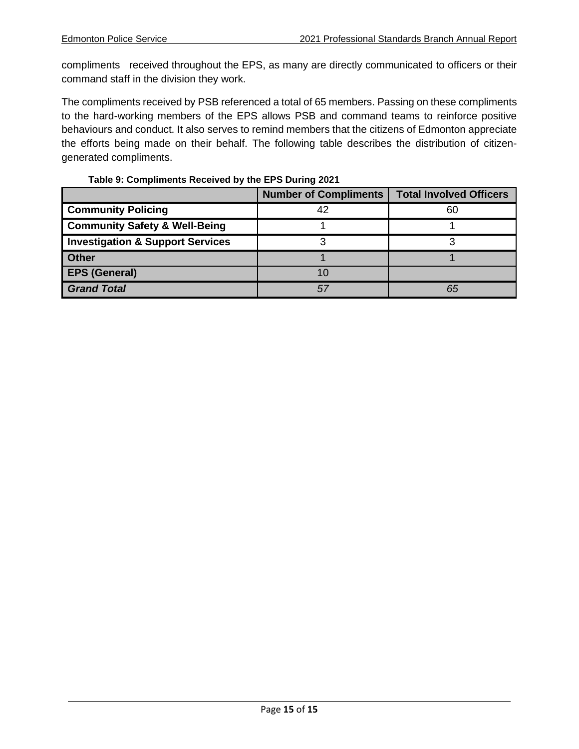compliments received throughout the EPS, as many are directly communicated to officers or their command staff in the division they work.

The compliments received by PSB referenced a total of 65 members. Passing on these compliments to the hard-working members of the EPS allows PSB and command teams to reinforce positive behaviours and conduct. It also serves to remind members that the citizens of Edmonton appreciate the efforts being made on their behalf. The following table describes the distribution of citizen-generated compliments.

**Table 9: Compliments Received by the EPS During 2021**

| | Number of Compliments | Total Involved Officers |
|---|---|---|
| **Community Policing** | 42 | 60 |
| **Community Safety & Well-Being** | 1 | 1 |
| **Investigation & Support Services** | 3 | 3 |
| **Other** | 1 | 1 |
| **EPS (General)** | 10 | |
| ***Grand Total*** | *57* | *65* |